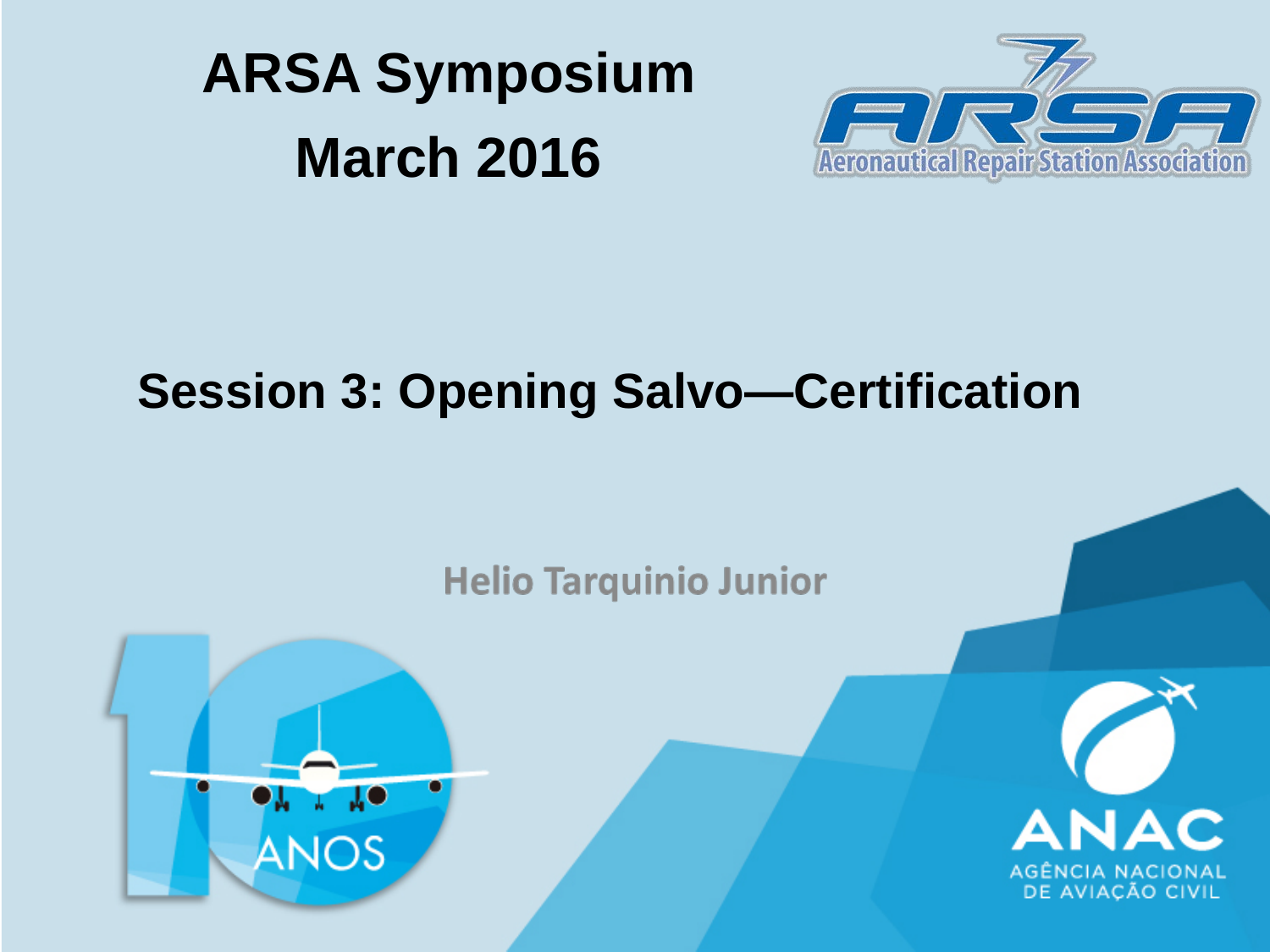# ARSA Symposium
# March 2016

Aeronautical Repair Station Association

## Session 3: Opening Salvo—Certification

Helio Tarquinio Junior

10 ANOS

ANAC
AGÊNCIA NACIONAL
DE AVIAÇÃO CIVIL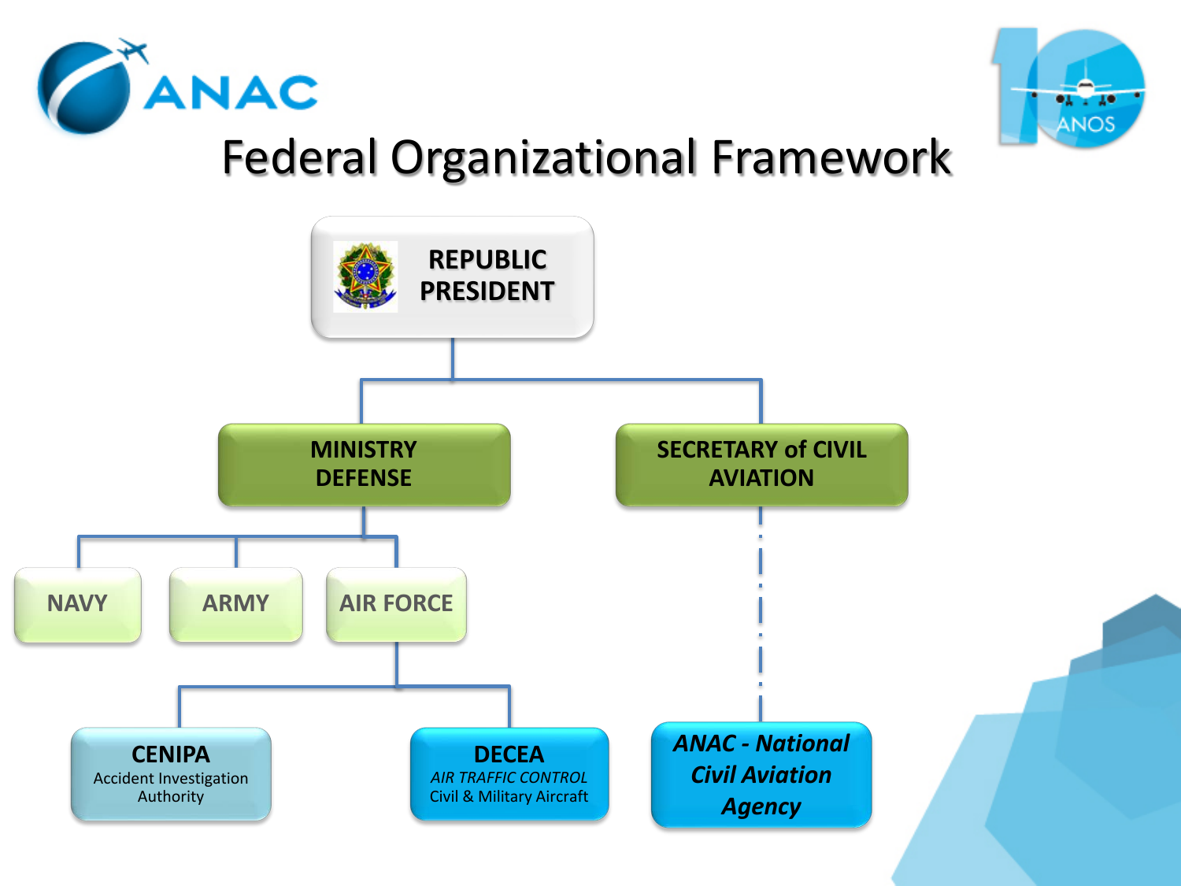# Federal Organizational Framework

- **REPUBLIC PRESIDENT**
  - **MINISTRY DEFENSE**
    - NAVY
    - ARMY
    - AIR FORCE
      - **CENIPA** – Accident Investigation Authority
      - **DECEA** – *AIR TRAFFIC CONTROL* – Civil & Military Aircraft
  - **SECRETARY of CIVIL AVIATION**
    - ***ANAC - National Civil Aviation Agency***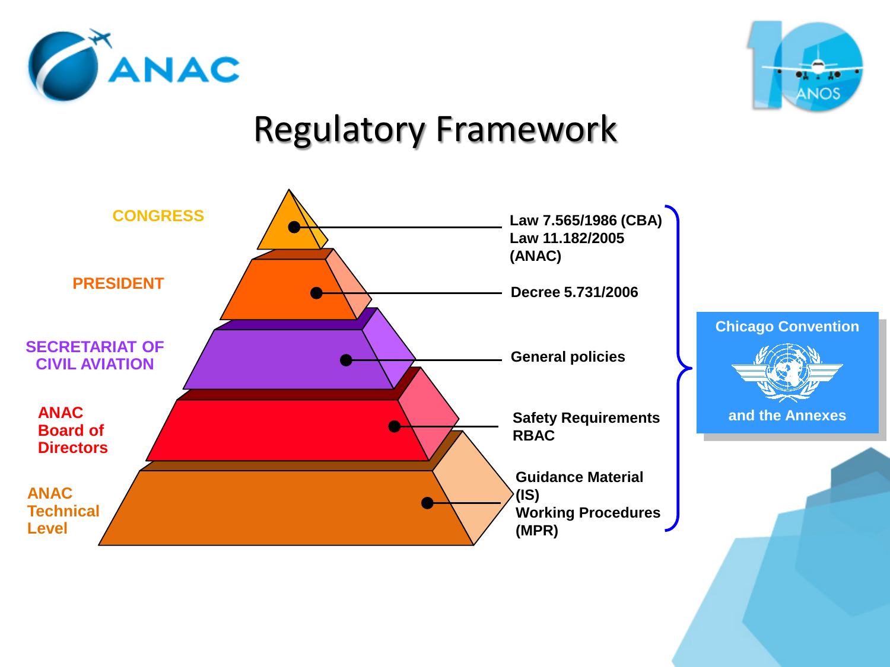# Regulatory Framework

| Level | Instrument |
| --- | --- |
| CONGRESS | Law 7.565/1986 (CBA)<br>Law 11.182/2005 (ANAC) |
| PRESIDENT | Decree 5.731/2006 |
| SECRETARIAT OF CIVIL AVIATION | General policies |
| ANAC Board of Directors | Safety Requirements RBAC |
| ANAC Technical Level | Guidance Material (IS)<br>Working Procedures (MPR) |

Chicago Convention and the Annexes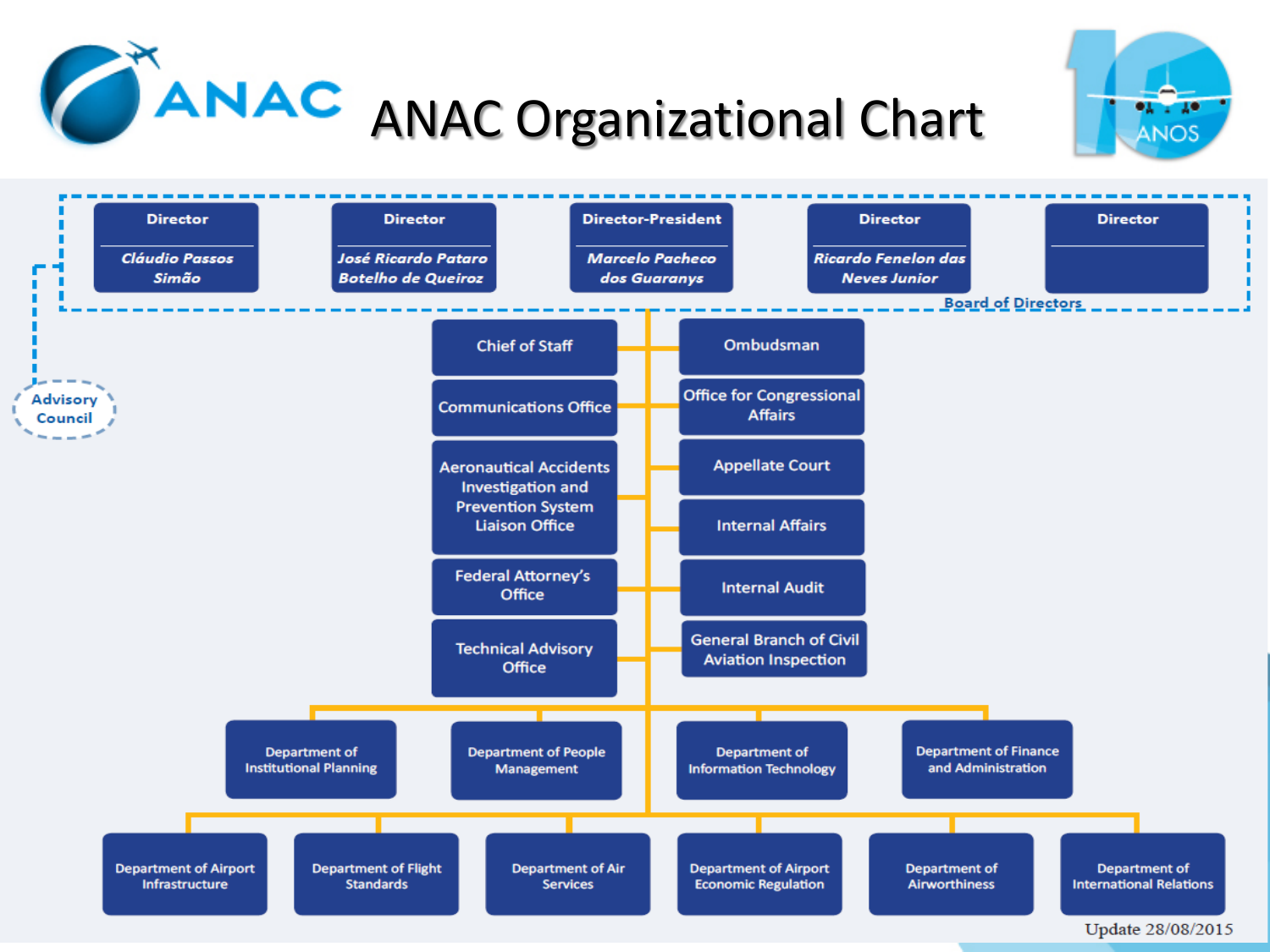# ANAC Organizational Chart

**Board of Directors**

- **Director** — *Cláudio Passos Simão*
- **Director** — *José Ricardo Pataro Botelho de Queiroz*
- **Director-President** — *Marcelo Pacheco dos Guaranys*
- **Director** — *Ricardo Fenelon das Neves Junior*
- **Director**

Advisory Council

- Chief of Staff
- Ombudsman
- Communications Office
- Office for Congressional Affairs
- Aeronautical Accidents Investigation and Prevention System Liaison Office
- Appellate Court
- Internal Affairs
- Federal Attorney's Office
- Internal Audit
- Technical Advisory Office
- General Branch of Civil Aviation Inspection

- Department of Institutional Planning
- Department of People Management
- Department of Information Technology
- Department of Finance and Administration

- Department of Airport Infrastructure
- Department of Flight Standards
- Department of Air Services
- Department of Airport Economic Regulation
- Department of Airworthiness
- Department of International Relations

Update 28/08/2015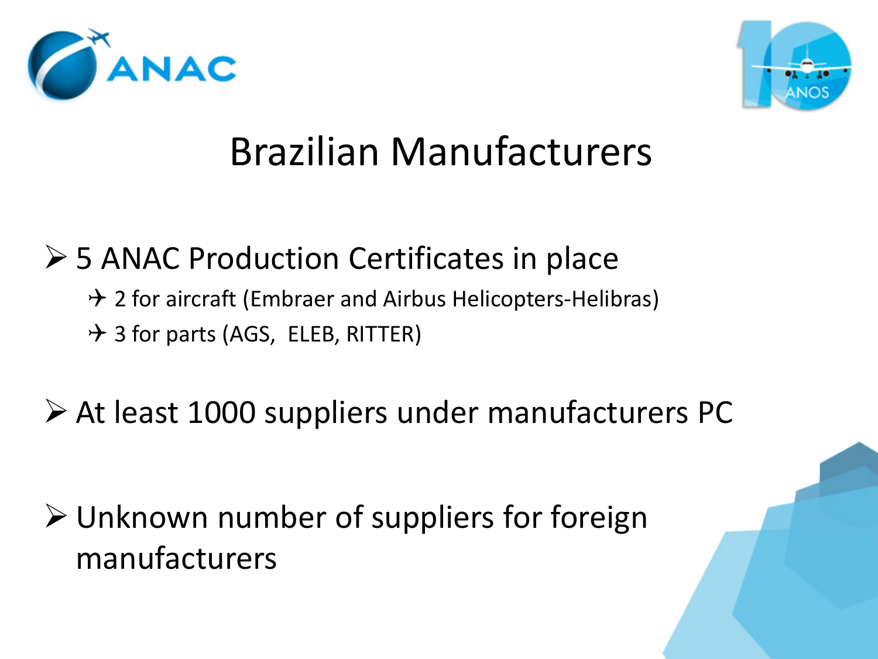# Brazilian Manufacturers

- 5 ANAC Production Certificates in place
  - 2 for aircraft (Embraer and Airbus Helicopters-Helibras)
  - 3 for parts (AGS, ELEB, RITTER)
- At least 1000 suppliers under manufacturers PC
- Unknown number of suppliers for foreign manufacturers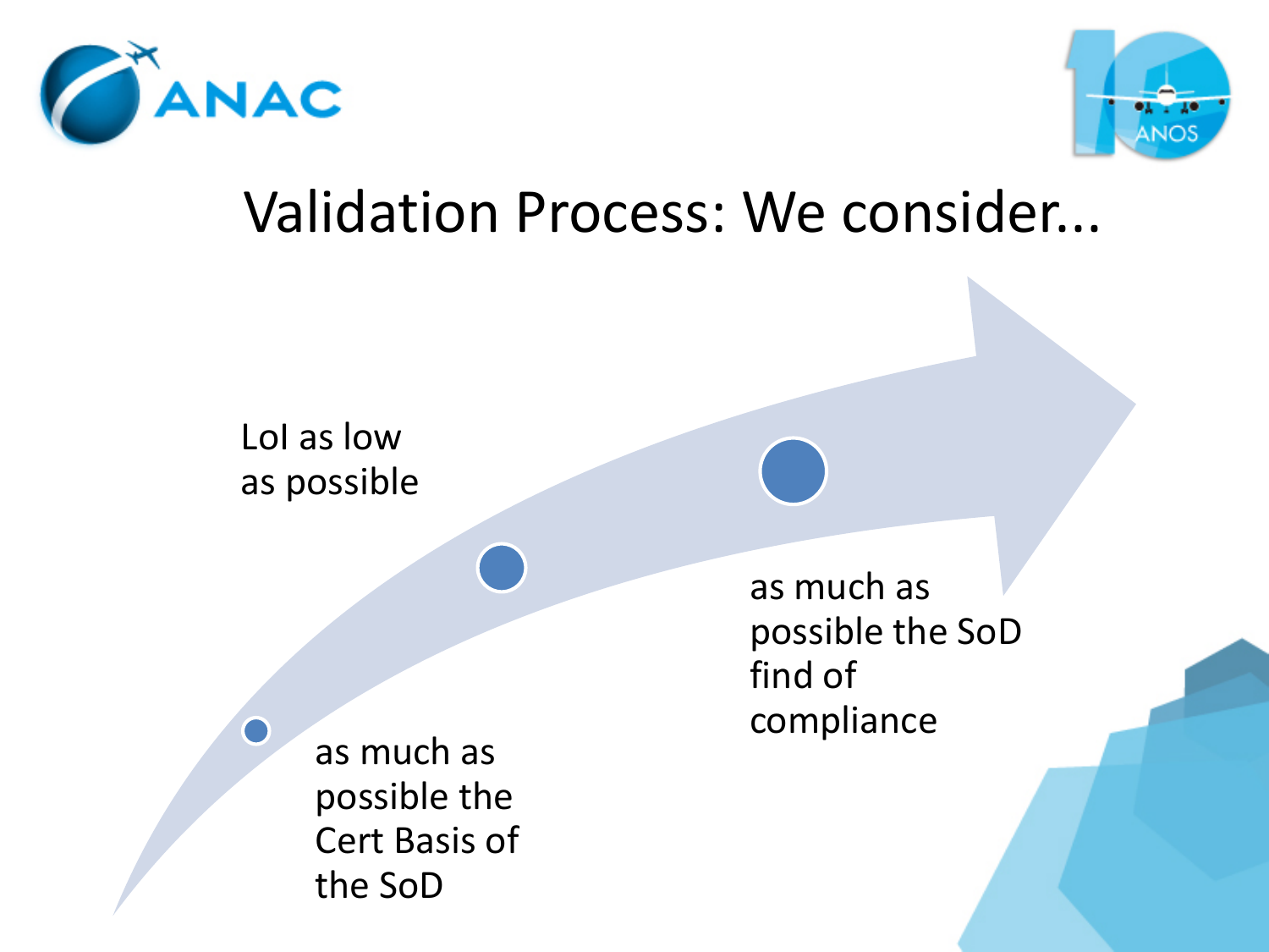# Validation Process: We consider...

- LoI as low as possible
- as much as possible the Cert Basis of the SoD
- as much as possible the SoD find of compliance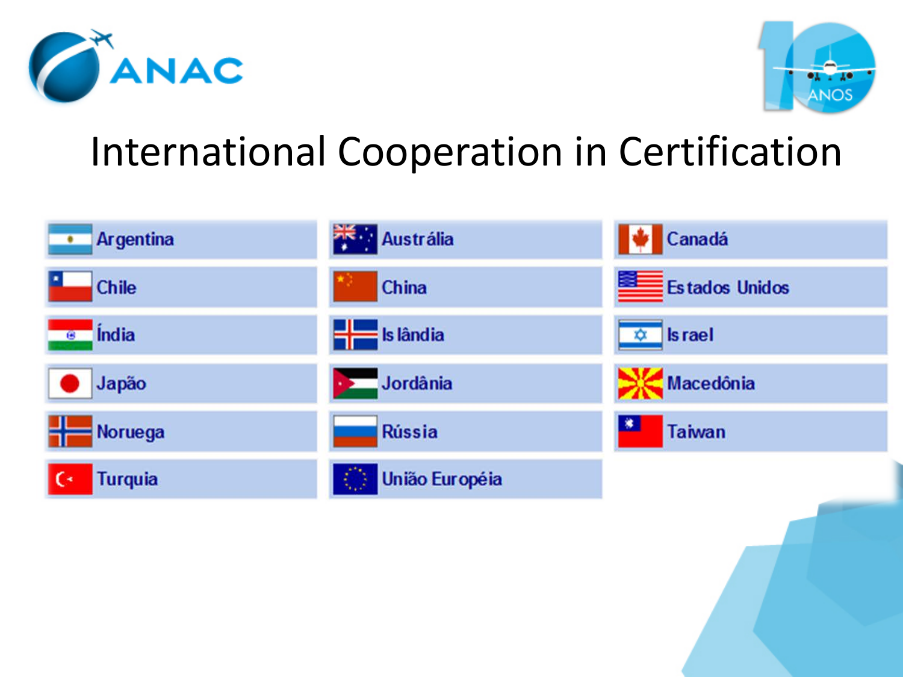# International Cooperation in Certification

| | | |
|---|---|---|
| Argentina | Austrália | Canadá |
| Chile | China | Estados Unidos |
| Índia | Islândia | Israel |
| Japão | Jordânia | Macedônia |
| Noruega | Rússia | Taiwan |
| Turquia | União Européia | |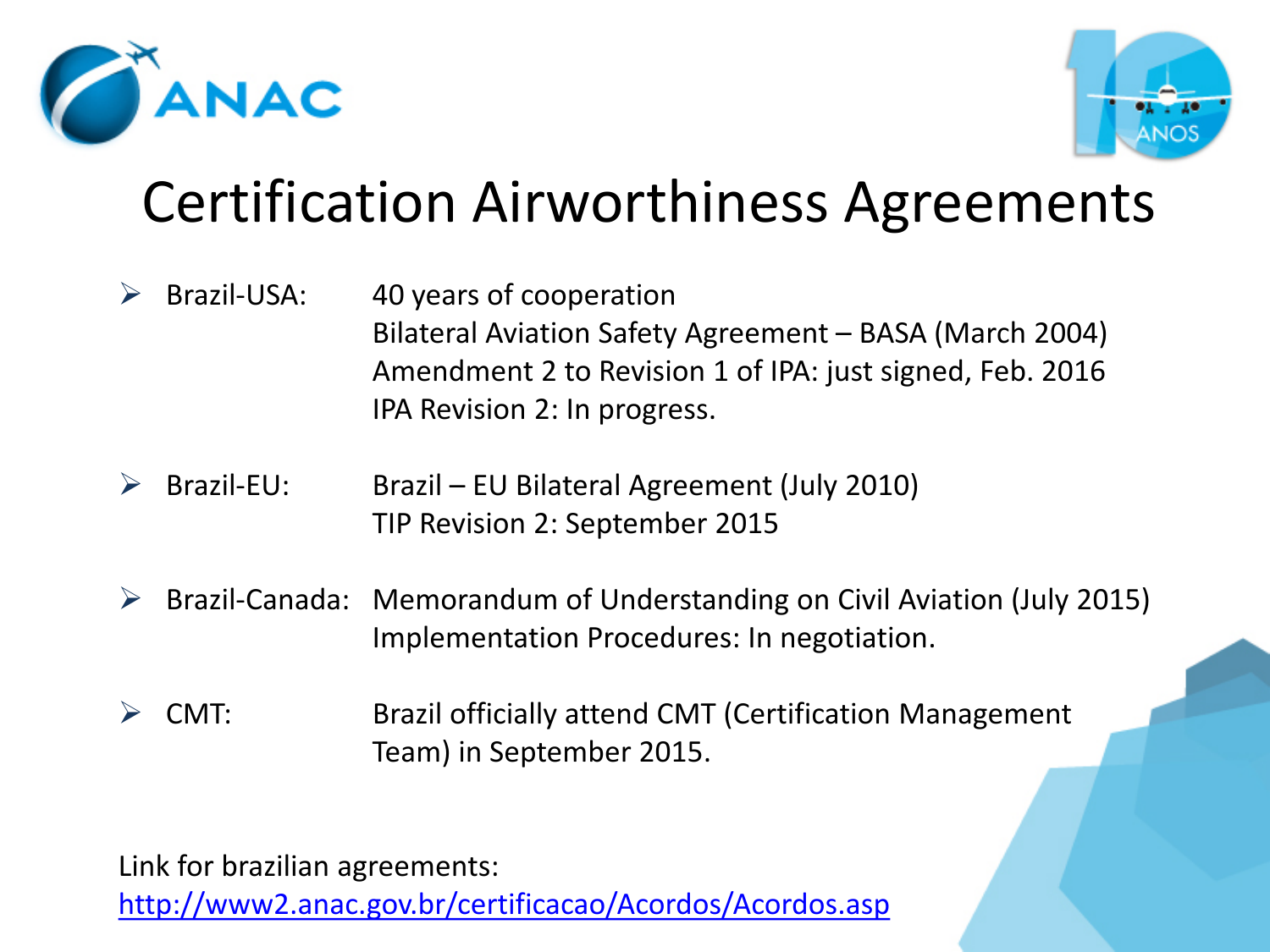# Certification Airworthiness Agreements

- **Brazil-USA:**
  40 years of cooperation
  Bilateral Aviation Safety Agreement – BASA (March 2004)
  Amendment 2 to Revision 1 of IPA: just signed, Feb. 2016
  IPA Revision 2: In progress.

- **Brazil-EU:**
  Brazil – EU Bilateral Agreement (July 2010)
  TIP Revision 2: September 2015

- **Brazil-Canada:**
  Memorandum of Understanding on Civil Aviation (July 2015)
  Implementation Procedures: In negotiation.

- **CMT:**
  Brazil officially attend CMT (Certification Management Team) in September 2015.

Link for brazilian agreements:
[http://www2.anac.gov.br/certificacao/Acordos/Acordos.asp](http://www2.anac.gov.br/certificacao/Acordos/Acordos.asp)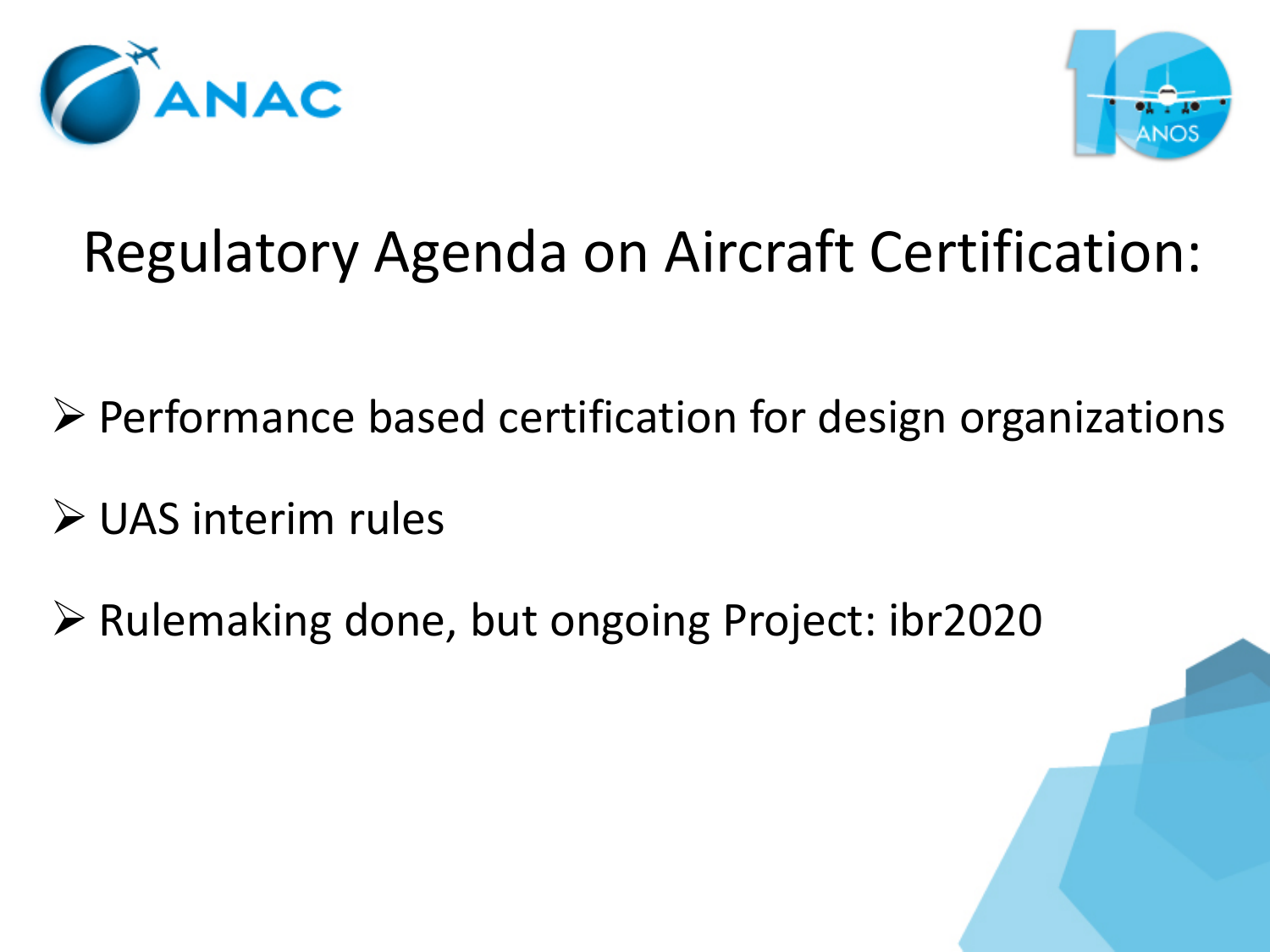# Regulatory Agenda on Aircraft Certification:

- Performance based certification for design organizations
- UAS interim rules
- Rulemaking done, but ongoing Project: ibr2020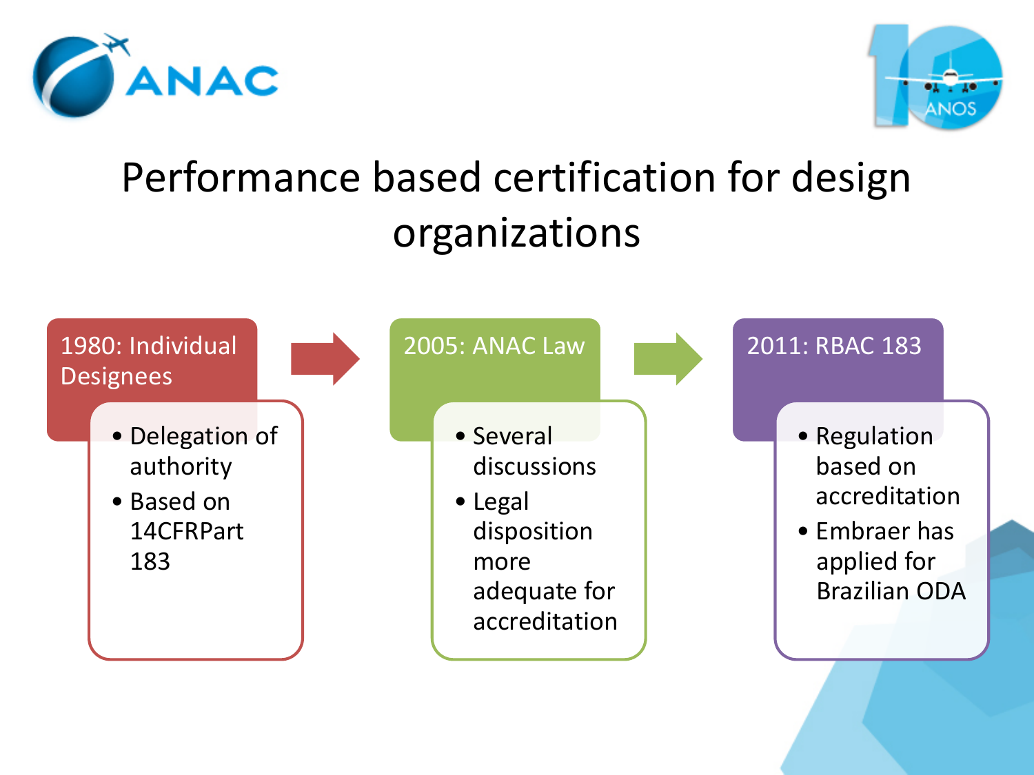# Performance based certification for design organizations

**1980: Individual Designees**

- Delegation of authority
- Based on 14CFRPart 183

**2005: ANAC Law**

- Several discussions
- Legal disposition more adequate for accreditation

**2011: RBAC 183**

- Regulation based on accreditation
- Embraer has applied for Brazilian ODA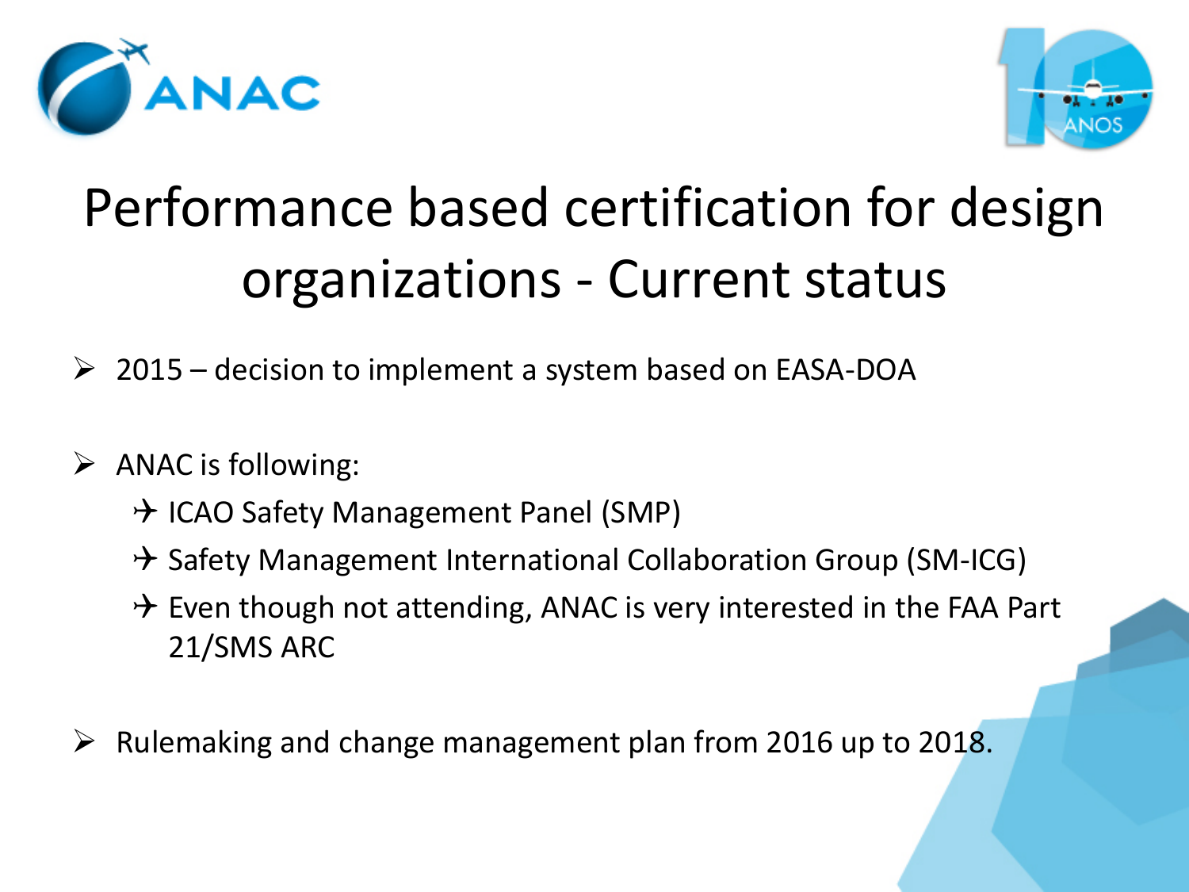# Performance based certification for design organizations - Current status

- 2015 – decision to implement a system based on EASA-DOA
- ANAC is following:
  - ICAO Safety Management Panel (SMP)
  - Safety Management International Collaboration Group (SM-ICG)
  - Even though not attending, ANAC is very interested in the FAA Part 21/SMS ARC
- Rulemaking and change management plan from 2016 up to 2018.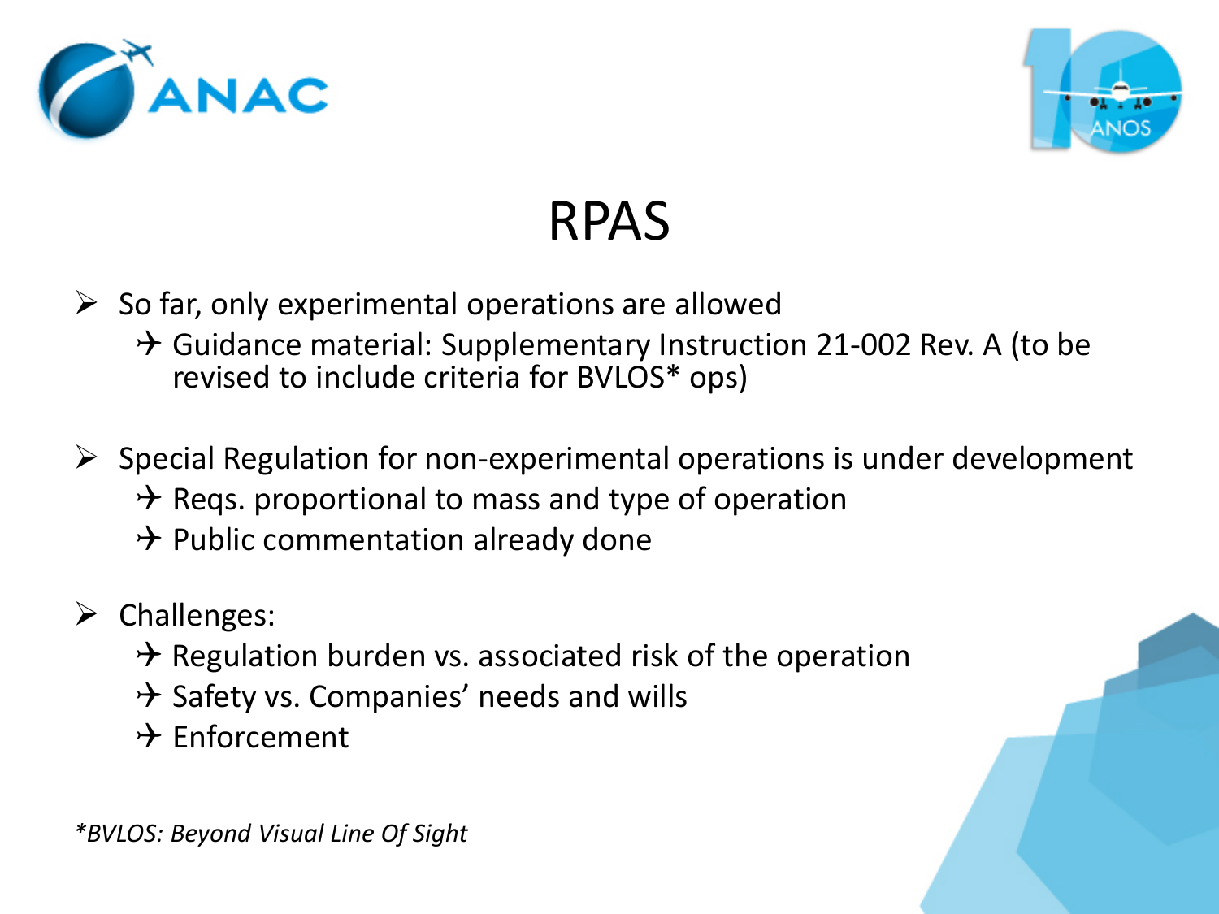# RPAS

- So far, only experimental operations are allowed
  - Guidance material: Supplementary Instruction 21-002 Rev. A (to be revised to include criteria for BVLOS* ops)
- Special Regulation for non-experimental operations is under development
  - Reqs. proportional to mass and type of operation
  - Public commentation already done
- Challenges:
  - Regulation burden vs. associated risk of the operation
  - Safety vs. Companies' needs and wills
  - Enforcement

*\*BVLOS: Beyond Visual Line Of Sight*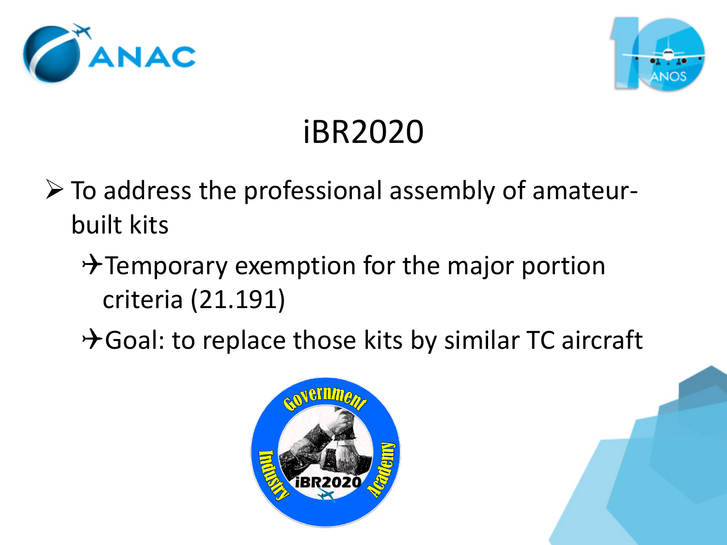# iBR2020

- To address the professional assembly of amateur-built kits
  - Temporary exemption for the major portion criteria (21.191)
  - Goal: to replace those kits by similar TC aircraft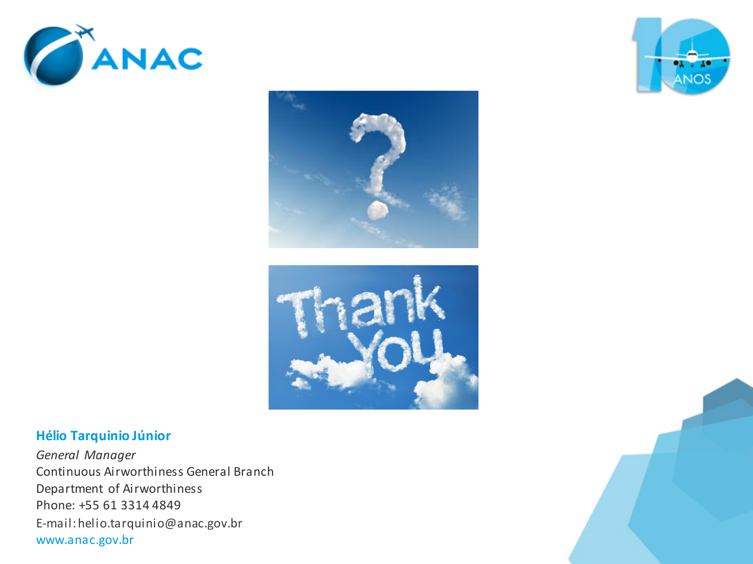**Hélio Tarquinio Júnior**

*General Manager*

Continuous Airworthiness General Branch

Department of Airworthiness

Phone: +55 61 3314 4849

E-mail: helio.tarquinio@anac.gov.br

www.anac.gov.br